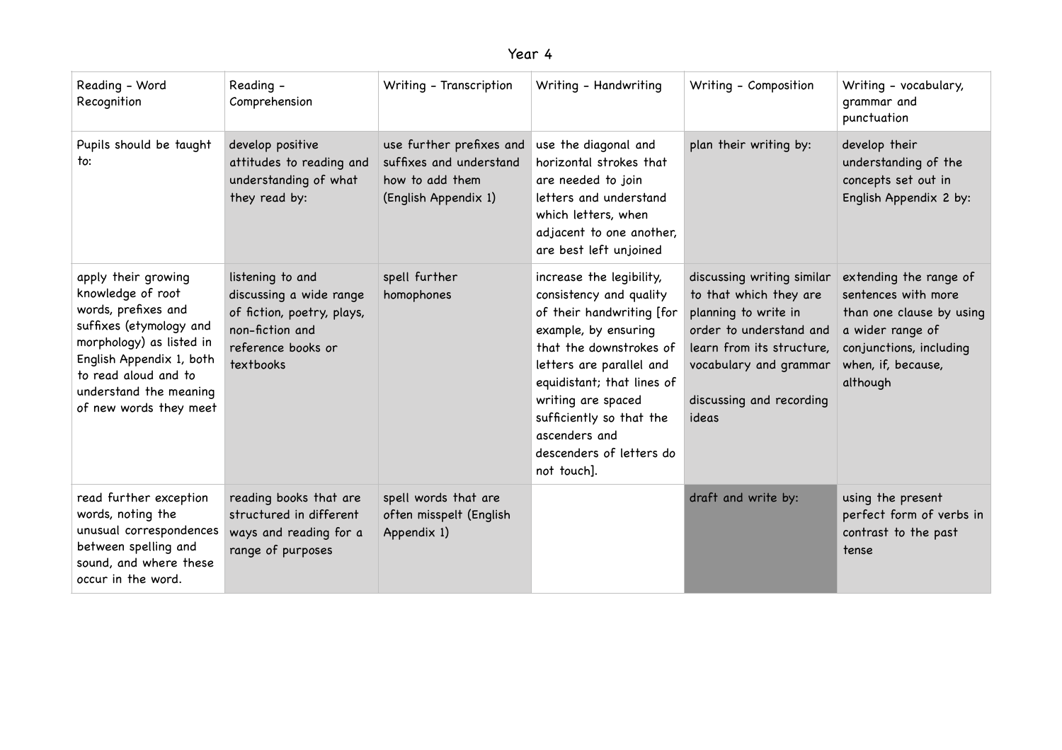# Year 4

| Reading - Word Recognition | Reading - Comprehension | Writing - Transcription | Writing - Handwriting | Writing - Composition | Writing - vocabulary, grammar and punctuation |
|---|---|---|---|---|---|
| Pupils should be taught to: | develop positive attitudes to reading and understanding of what they read by: | use further prefixes and suffixes and understand how to add them (English Appendix 1) | use the diagonal and horizontal strokes that are needed to join letters and understand which letters, when adjacent to one another, are best left unjoined | plan their writing by: | develop their understanding of the concepts set out in English Appendix 2 by: |
| apply their growing knowledge of root words, prefixes and suffixes (etymology and morphology) as listed in English Appendix 1, both to read aloud and to understand the meaning of new words they meet | listening to and discussing a wide range of fiction, poetry, plays, non-fiction and reference books or textbooks | spell further homophones | increase the legibility, consistency and quality of their handwriting [for example, by ensuring that the downstrokes of letters are parallel and equidistant; that lines of writing are spaced sufficiently so that the ascenders and descenders of letters do not touch]. | discussing writing similar to that which they are planning to write in order to understand and learn from its structure, vocabulary and grammar<br><br>discussing and recording ideas | extending the range of sentences with more than one clause by using a wider range of conjunctions, including when, if, because, although |
| read further exception words, noting the unusual correspondences between spelling and sound, and where these occur in the word. | reading books that are structured in different ways and reading for a range of purposes | spell words that are often misspelt (English Appendix 1) | | draft and write by: | using the present perfect form of verbs in contrast to the past tense |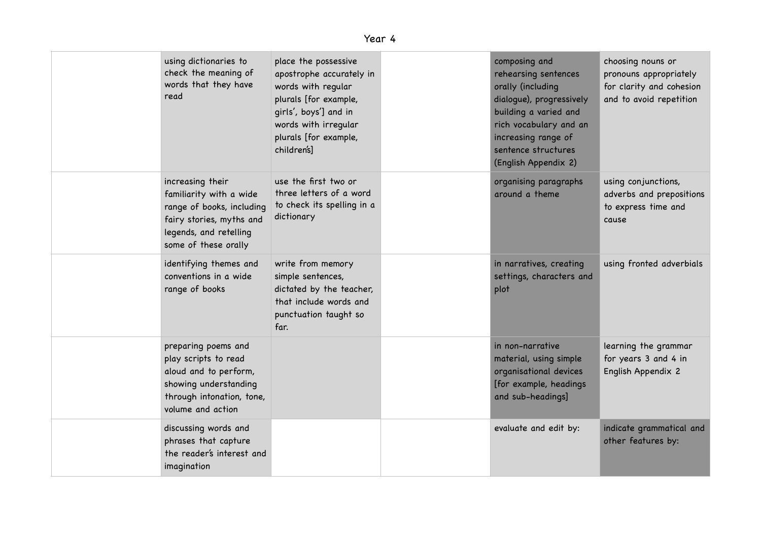Year 4

| | | | | | |
|---|---|---|---|---|---|
| | using dictionaries to check the meaning of words that they have read | place the possessive apostrophe accurately in words with regular plurals [for example, girls', boys'] and in words with irregular plurals [for example, children's] | | composing and rehearsing sentences orally (including dialogue), progressively building a varied and rich vocabulary and an increasing range of sentence structures (English Appendix 2) | choosing nouns or pronouns appropriately for clarity and cohesion and to avoid repetition |
| | increasing their familiarity with a wide range of books, including fairy stories, myths and legends, and retelling some of these orally | use the first two or three letters of a word to check its spelling in a dictionary | | organising paragraphs around a theme | using conjunctions, adverbs and prepositions to express time and cause |
| | identifying themes and conventions in a wide range of books | write from memory simple sentences, dictated by the teacher, that include words and punctuation taught so far. | | in narratives, creating settings, characters and plot | using fronted adverbials |
| | preparing poems and play scripts to read aloud and to perform, showing understanding through intonation, tone, volume and action | | | in non-narrative material, using simple organisational devices [for example, headings and sub-headings] | learning the grammar for years 3 and 4 in English Appendix 2 |
| | discussing words and phrases that capture the reader's interest and imagination | | | evaluate and edit by: | indicate grammatical and other features by: |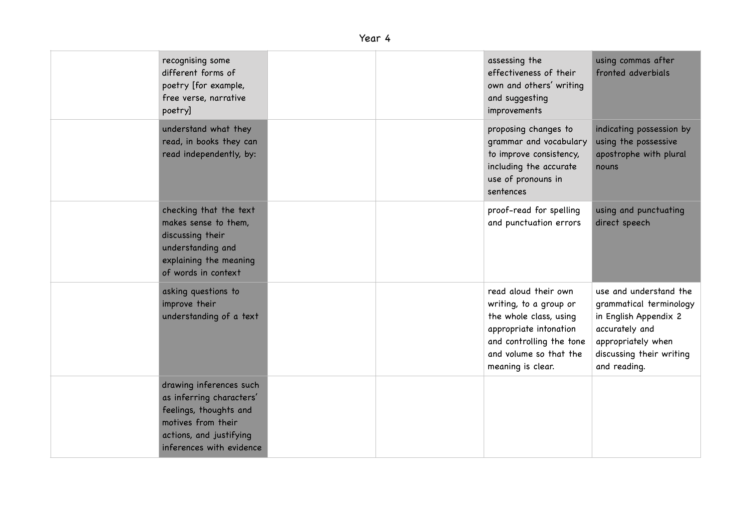Year 4

| | | | | | |
|---|---|---|---|---|---|
| | recognising some different forms of poetry [for example, free verse, narrative poetry] | | | assessing the effectiveness of their own and others' writing and suggesting improvements | using commas after fronted adverbials |
| | understand what they read, in books they can read independently, by: | | | proposing changes to grammar and vocabulary to improve consistency, including the accurate use of pronouns in sentences | indicating possession by using the possessive apostrophe with plural nouns |
| | checking that the text makes sense to them, discussing their understanding and explaining the meaning of words in context | | | proof-read for spelling and punctuation errors | using and punctuating direct speech |
| | asking questions to improve their understanding of a text | | | read aloud their own writing, to a group or the whole class, using appropriate intonation and controlling the tone and volume so that the meaning is clear. | use and understand the grammatical terminology in English Appendix 2 accurately and appropriately when discussing their writing and reading. |
| | drawing inferences such as inferring characters' feelings, thoughts and motives from their actions, and justifying inferences with evidence | | | | |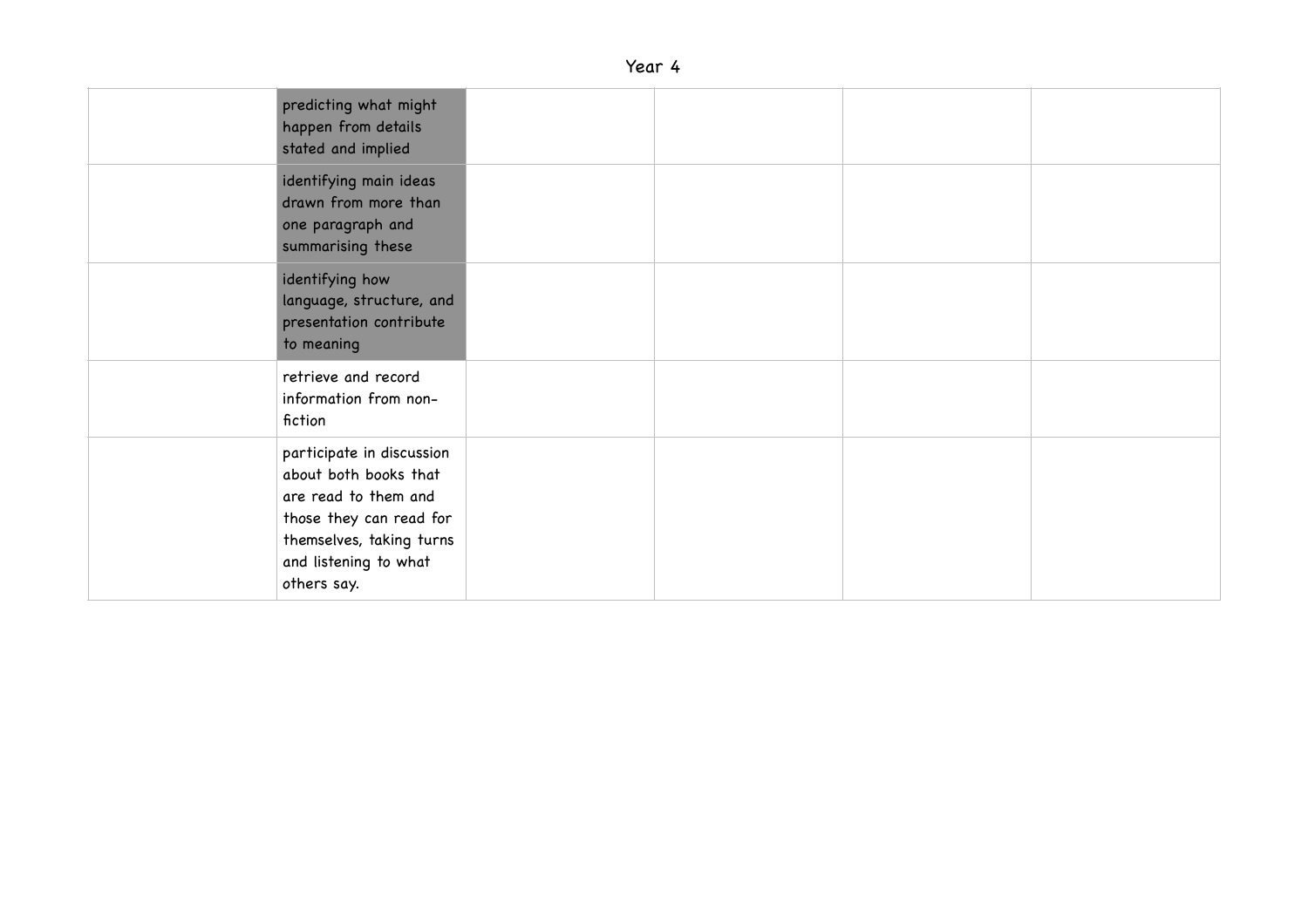Year 4

| | | | | | |
|---|---|---|---|---|---|
| | predicting what might happen from details stated and implied | | | | |
| | identifying main ideas drawn from more than one paragraph and summarising these | | | | |
| | identifying how language, structure, and presentation contribute to meaning | | | | |
| | retrieve and record information from non-fiction | | | | |
| | participate in discussion about both books that are read to them and those they can read for themselves, taking turns and listening to what others say. | | | | |